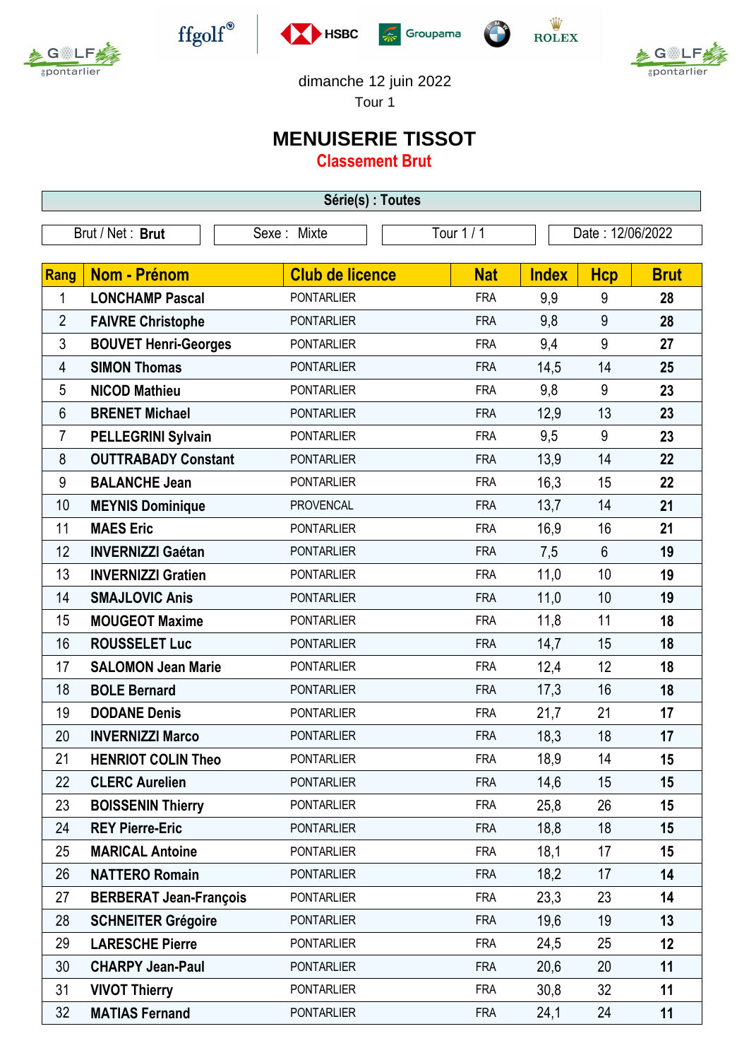dimanche 12 juin 2022

Tour 1

# MENUISERIE TISSOT

## Classement Brut

**Série(s) : Toutes**

| Brut / Net : **Brut** | Sexe : Mixte | Tour 1 / 1 | Date : 12/06/2022 |
|---|---|---|---|

| Rang | Nom - Prénom | Club de licence | Nat | Index | Hcp | Brut |
|---|---|---|---|---|---|---|
| 1 | **LONCHAMP Pascal** | PONTARLIER | FRA | 9,9 | 9 | **28** |
| 2 | **FAIVRE Christophe** | PONTARLIER | FRA | 9,8 | 9 | **28** |
| 3 | **BOUVET Henri-Georges** | PONTARLIER | FRA | 9,4 | 9 | **27** |
| 4 | **SIMON Thomas** | PONTARLIER | FRA | 14,5 | 14 | **25** |
| 5 | **NICOD Mathieu** | PONTARLIER | FRA | 9,8 | 9 | **23** |
| 6 | **BRENET Michael** | PONTARLIER | FRA | 12,9 | 13 | **23** |
| 7 | **PELLEGRINI Sylvain** | PONTARLIER | FRA | 9,5 | 9 | **23** |
| 8 | **OUTTRABADY Constant** | PONTARLIER | FRA | 13,9 | 14 | **22** |
| 9 | **BALANCHE Jean** | PONTARLIER | FRA | 16,3 | 15 | **22** |
| 10 | **MEYNIS Dominique** | PROVENCAL | FRA | 13,7 | 14 | **21** |
| 11 | **MAES Eric** | PONTARLIER | FRA | 16,9 | 16 | **21** |
| 12 | **INVERNIZZI Gaétan** | PONTARLIER | FRA | 7,5 | 6 | **19** |
| 13 | **INVERNIZZI Gratien** | PONTARLIER | FRA | 11,0 | 10 | **19** |
| 14 | **SMAJLOVIC Anis** | PONTARLIER | FRA | 11,0 | 10 | **19** |
| 15 | **MOUGEOT Maxime** | PONTARLIER | FRA | 11,8 | 11 | **18** |
| 16 | **ROUSSELET Luc** | PONTARLIER | FRA | 14,7 | 15 | **18** |
| 17 | **SALOMON Jean Marie** | PONTARLIER | FRA | 12,4 | 12 | **18** |
| 18 | **BOLE Bernard** | PONTARLIER | FRA | 17,3 | 16 | **18** |
| 19 | **DODANE Denis** | PONTARLIER | FRA | 21,7 | 21 | **17** |
| 20 | **INVERNIZZI Marco** | PONTARLIER | FRA | 18,3 | 18 | **17** |
| 21 | **HENRIOT COLIN Theo** | PONTARLIER | FRA | 18,9 | 14 | **15** |
| 22 | **CLERC Aurelien** | PONTARLIER | FRA | 14,6 | 15 | **15** |
| 23 | **BOISSENIN Thierry** | PONTARLIER | FRA | 25,8 | 26 | **15** |
| 24 | **REY Pierre-Eric** | PONTARLIER | FRA | 18,8 | 18 | **15** |
| 25 | **MARICAL Antoine** | PONTARLIER | FRA | 18,1 | 17 | **15** |
| 26 | **NATTERO Romain** | PONTARLIER | FRA | 18,2 | 17 | **14** |
| 27 | **BERBERAT Jean-François** | PONTARLIER | FRA | 23,3 | 23 | **14** |
| 28 | **SCHNEITER Grégoire** | PONTARLIER | FRA | 19,6 | 19 | **13** |
| 29 | **LARESCHE Pierre** | PONTARLIER | FRA | 24,5 | 25 | **12** |
| 30 | **CHARPY Jean-Paul** | PONTARLIER | FRA | 20,6 | 20 | **11** |
| 31 | **VIVOT Thierry** | PONTARLIER | FRA | 30,8 | 32 | **11** |
| 32 | **MATIAS Fernand** | PONTARLIER | FRA | 24,1 | 24 | **11** |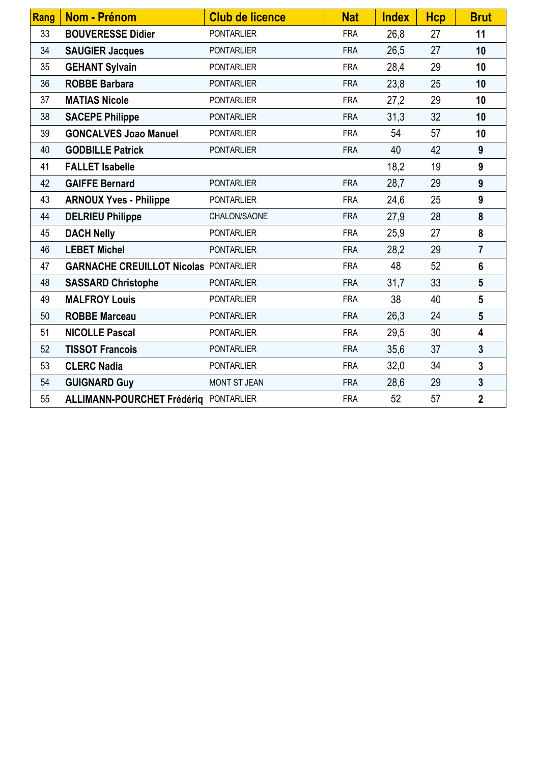| Rang | Nom - Prénom | Club de licence | Nat | Index | Hcp | Brut |
|---|---|---|---|---|---|---|
| 33 | **BOUVERESSE Didier** | PONTARLIER | FRA | 26,8 | 27 | **11** |
| 34 | **SAUGIER Jacques** | PONTARLIER | FRA | 26,5 | 27 | **10** |
| 35 | **GEHANT Sylvain** | PONTARLIER | FRA | 28,4 | 29 | **10** |
| 36 | **ROBBE Barbara** | PONTARLIER | FRA | 23,8 | 25 | **10** |
| 37 | **MATIAS Nicole** | PONTARLIER | FRA | 27,2 | 29 | **10** |
| 38 | **SACEPE Philippe** | PONTARLIER | FRA | 31,3 | 32 | **10** |
| 39 | **GONCALVES Joao Manuel** | PONTARLIER | FRA | 54 | 57 | **10** |
| 40 | **GODBILLE Patrick** | PONTARLIER | FRA | 40 | 42 | **9** |
| 41 | **FALLET Isabelle** | | | 18,2 | 19 | **9** |
| 42 | **GAIFFE Bernard** | PONTARLIER | FRA | 28,7 | 29 | **9** |
| 43 | **ARNOUX Yves - Philippe** | PONTARLIER | FRA | 24,6 | 25 | **9** |
| 44 | **DELRIEU Philippe** | CHALON/SAONE | FRA | 27,9 | 28 | **8** |
| 45 | **DACH Nelly** | PONTARLIER | FRA | 25,9 | 27 | **8** |
| 46 | **LEBET Michel** | PONTARLIER | FRA | 28,2 | 29 | **7** |
| 47 | **GARNACHE CREUILLOT Nicolas** | PONTARLIER | FRA | 48 | 52 | **6** |
| 48 | **SASSARD Christophe** | PONTARLIER | FRA | 31,7 | 33 | **5** |
| 49 | **MALFROY Louis** | PONTARLIER | FRA | 38 | 40 | **5** |
| 50 | **ROBBE Marceau** | PONTARLIER | FRA | 26,3 | 24 | **5** |
| 51 | **NICOLLE Pascal** | PONTARLIER | FRA | 29,5 | 30 | **4** |
| 52 | **TISSOT Francois** | PONTARLIER | FRA | 35,6 | 37 | **3** |
| 53 | **CLERC Nadia** | PONTARLIER | FRA | 32,0 | 34 | **3** |
| 54 | **GUIGNARD Guy** | MONT ST JEAN | FRA | 28,6 | 29 | **3** |
| 55 | **ALLIMANN-POURCHET Frédériq** | PONTARLIER | FRA | 52 | 57 | **2** |